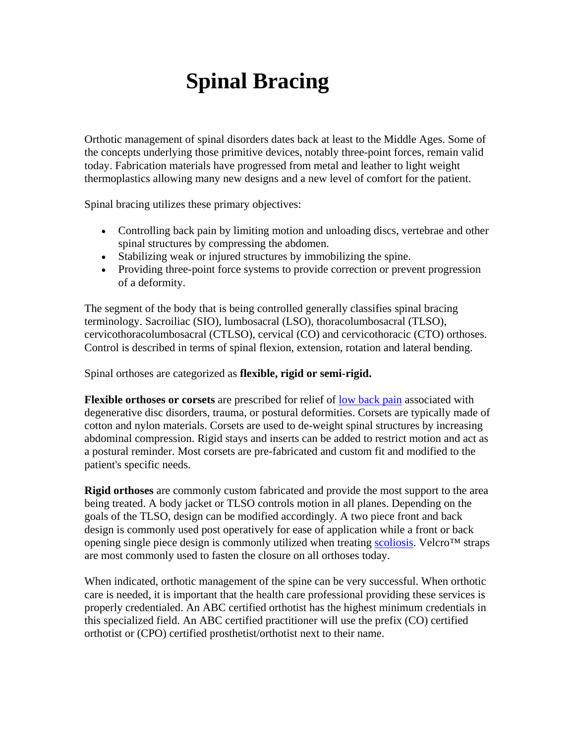# Spinal Bracing

Orthotic management of spinal disorders dates back at least to the Middle Ages. Some of the concepts underlying those primitive devices, notably three-point forces, remain valid today. Fabrication materials have progressed from metal and leather to light weight thermoplastics allowing many new designs and a new level of comfort for the patient.

Spinal bracing utilizes these primary objectives:

- Controlling back pain by limiting motion and unloading discs, vertebrae and other spinal structures by compressing the abdomen.
- Stabilizing weak or injured structures by immobilizing the spine.
- Providing three-point force systems to provide correction or prevent progression of a deformity.

The segment of the body that is being controlled generally classifies spinal bracing terminology. Sacroiliac (SIO), lumbosacral (LSO), thoracolumbosacral (TLSO), cervicothoracolumbosacral (CTLSO), cervical (CO) and cervicothoracic (CTO) orthoses. Control is described in terms of spinal flexion, extension, rotation and lateral bending.

Spinal orthoses are categorized as **flexible, rigid or semi-rigid.**

**Flexible orthoses or corsets** are prescribed for relief of low back pain associated with degenerative disc disorders, trauma, or postural deformities. Corsets are typically made of cotton and nylon materials. Corsets are used to de-weight spinal structures by increasing abdominal compression. Rigid stays and inserts can be added to restrict motion and act as a postural reminder. Most corsets are pre-fabricated and custom fit and modified to the patient's specific needs.

**Rigid orthoses** are commonly custom fabricated and provide the most support to the area being treated. A body jacket or TLSO controls motion in all planes. Depending on the goals of the TLSO, design can be modified accordingly. A two piece front and back design is commonly used post operatively for ease of application while a front or back opening single piece design is commonly utilized when treating scoliosis. Velcro™ straps are most commonly used to fasten the closure on all orthoses today.

When indicated, orthotic management of the spine can be very successful. When orthotic care is needed, it is important that the health care professional providing these services is properly credentialed. An ABC certified orthotist has the highest minimum credentials in this specialized field. An ABC certified practitioner will use the prefix (CO) certified orthotist or (CPO) certified prosthetist/orthotist next to their name.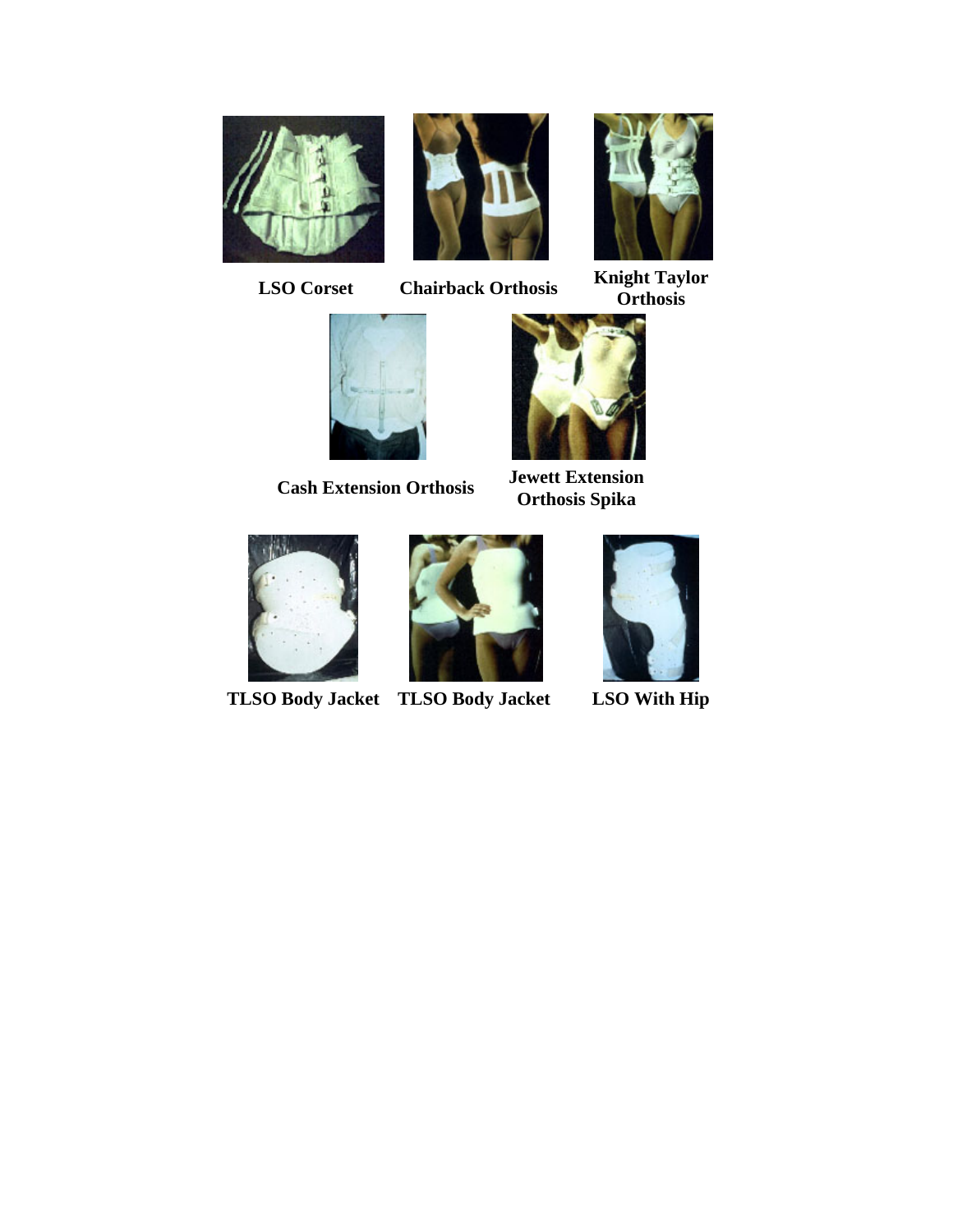LSO Corset

Chairback Orthosis

Knight Taylor Orthosis

Cash Extension Orthosis

Jewett Extension Orthosis Spika

TLSO Body Jacket

TLSO Body Jacket

LSO With Hip